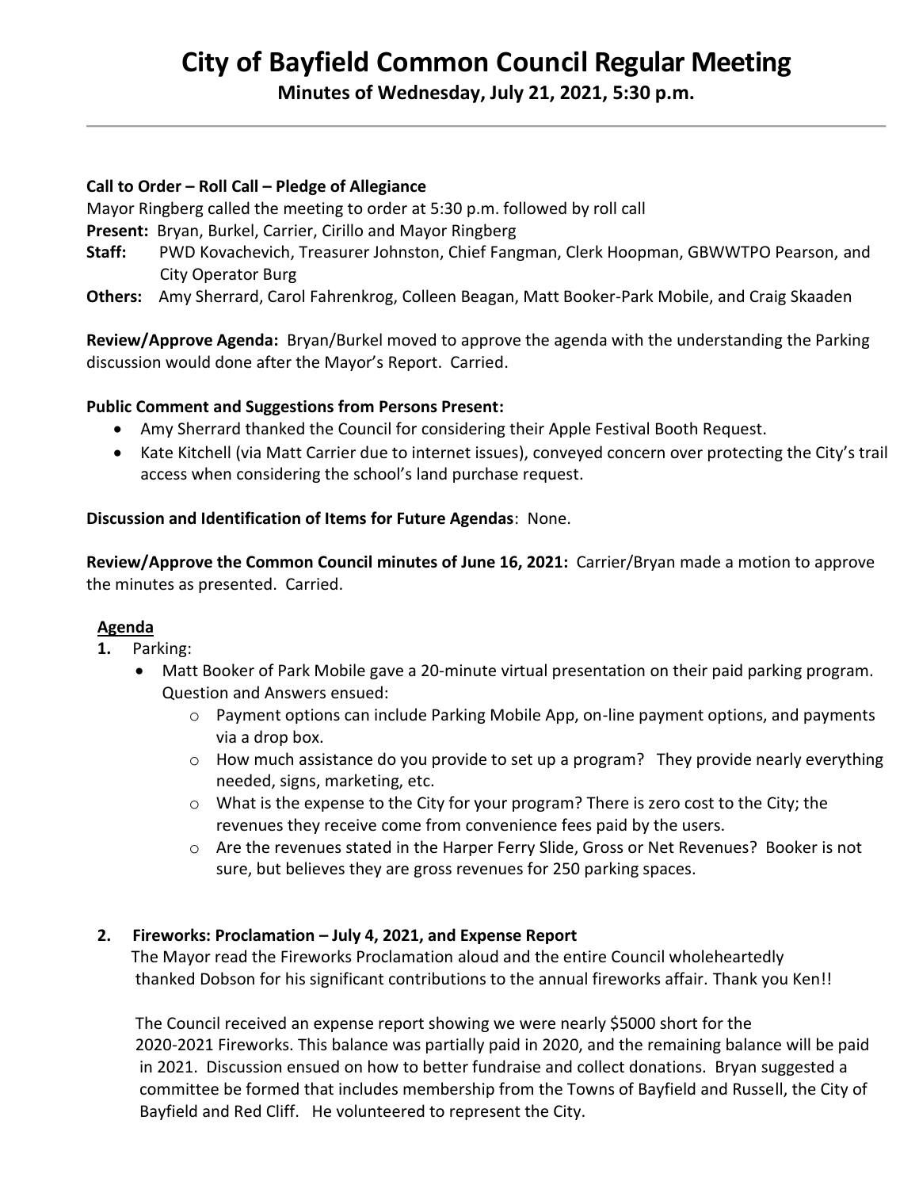# City of Bayfield Common Council Regular Meeting

**Minutes of Wednesday, July 21, 2021, 5:30 p.m.**

---

**Call to Order – Roll Call – Pledge of Allegiance**

Mayor Ringberg called the meeting to order at 5:30 p.m. followed by roll call

**Present:** Bryan, Burkel, Carrier, Cirillo and Mayor Ringberg

**Staff:** PWD Kovachevich, Treasurer Johnston, Chief Fangman, Clerk Hoopman, GBWWTPO Pearson, and City Operator Burg

**Others:** Amy Sherrard, Carol Fahrenkrog, Colleen Beagan, Matt Booker-Park Mobile, and Craig Skaaden

**Review/Approve Agenda:** Bryan/Burkel moved to approve the agenda with the understanding the Parking discussion would done after the Mayor's Report. Carried.

**Public Comment and Suggestions from Persons Present:**

- Amy Sherrard thanked the Council for considering their Apple Festival Booth Request.
- Kate Kitchell (via Matt Carrier due to internet issues), conveyed concern over protecting the City's trail access when considering the school's land purchase request.

**Discussion and Identification of Items for Future Agendas**: None.

**Review/Approve the Common Council minutes of June 16, 2021:** Carrier/Bryan made a motion to approve the minutes as presented. Carried.

**Agenda**

1. Parking:
   - Matt Booker of Park Mobile gave a 20-minute virtual presentation on their paid parking program. Question and Answers ensued:
     - Payment options can include Parking Mobile App, on-line payment options, and payments via a drop box.
     - How much assistance do you provide to set up a program? They provide nearly everything needed, signs, marketing, etc.
     - What is the expense to the City for your program? There is zero cost to the City; the revenues they receive come from convenience fees paid by the users.
     - Are the revenues stated in the Harper Ferry Slide, Gross or Net Revenues? Booker is not sure, but believes they are gross revenues for 250 parking spaces.

2. **Fireworks: Proclamation – July 4, 2021, and Expense Report**

   The Mayor read the Fireworks Proclamation aloud and the entire Council wholeheartedly thanked Dobson for his significant contributions to the annual fireworks affair. Thank you Ken!!

   The Council received an expense report showing we were nearly $5000 short for the 2020-2021 Fireworks. This balance was partially paid in 2020, and the remaining balance will be paid in 2021. Discussion ensued on how to better fundraise and collect donations. Bryan suggested a committee be formed that includes membership from the Towns of Bayfield and Russell, the City of Bayfield and Red Cliff. He volunteered to represent the City.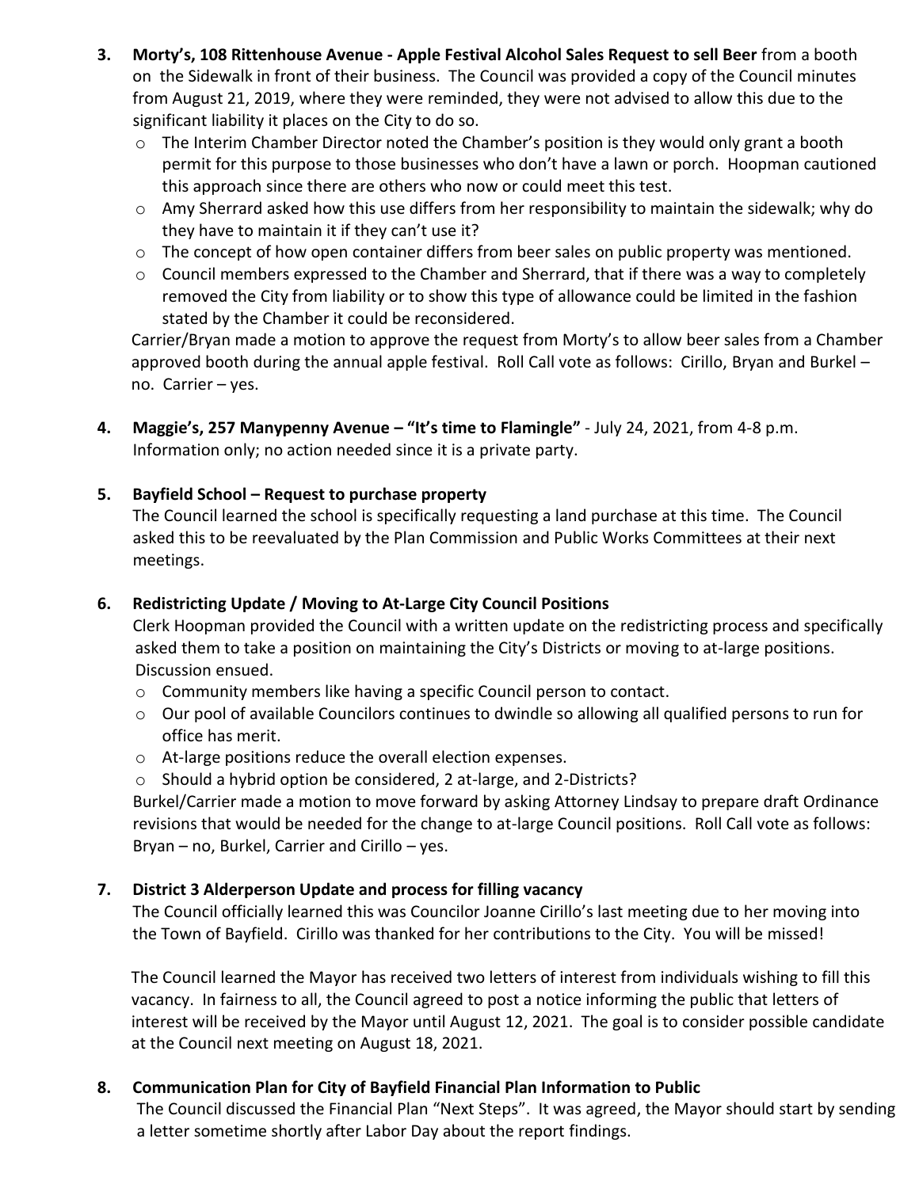3. **Morty's, 108 Rittenhouse Avenue - Apple Festival Alcohol Sales Request to sell Beer** from a booth on the Sidewalk in front of their business. The Council was provided a copy of the Council minutes from August 21, 2019, where they were reminded, they were not advised to allow this due to the significant liability it places on the City to do so.
   - The Interim Chamber Director noted the Chamber's position is they would only grant a booth permit for this purpose to those businesses who don't have a lawn or porch. Hoopman cautioned this approach since there are others who now or could meet this test.
   - Amy Sherrard asked how this use differs from her responsibility to maintain the sidewalk; why do they have to maintain it if they can't use it?
   - The concept of how open container differs from beer sales on public property was mentioned.
   - Council members expressed to the Chamber and Sherrard, that if there was a way to completely removed the City from liability or to show this type of allowance could be limited in the fashion stated by the Chamber it could be reconsidered.

   Carrier/Bryan made a motion to approve the request from Morty's to allow beer sales from a Chamber approved booth during the annual apple festival. Roll Call vote as follows: Cirillo, Bryan and Burkel – no. Carrier – yes.

4. **Maggie's, 257 Manypenny Avenue – "It's time to Flamingle"** - July 24, 2021, from 4-8 p.m. Information only; no action needed since it is a private party.

5. **Bayfield School – Request to purchase property**

   The Council learned the school is specifically requesting a land purchase at this time. The Council asked this to be reevaluated by the Plan Commission and Public Works Committees at their next meetings.

6. **Redistricting Update / Moving to At-Large City Council Positions**

   Clerk Hoopman provided the Council with a written update on the redistricting process and specifically asked them to take a position on maintaining the City's Districts or moving to at-large positions. Discussion ensued.
   - Community members like having a specific Council person to contact.
   - Our pool of available Councilors continues to dwindle so allowing all qualified persons to run for office has merit.
   - At-large positions reduce the overall election expenses.
   - Should a hybrid option be considered, 2 at-large, and 2-Districts?

   Burkel/Carrier made a motion to move forward by asking Attorney Lindsay to prepare draft Ordinance revisions that would be needed for the change to at-large Council positions. Roll Call vote as follows: Bryan – no, Burkel, Carrier and Cirillo – yes.

7. **District 3 Alderperson Update and process for filling vacancy**

   The Council officially learned this was Councilor Joanne Cirillo's last meeting due to her moving into the Town of Bayfield. Cirillo was thanked for her contributions to the City. You will be missed!

   The Council learned the Mayor has received two letters of interest from individuals wishing to fill this vacancy. In fairness to all, the Council agreed to post a notice informing the public that letters of interest will be received by the Mayor until August 12, 2021. The goal is to consider possible candidate at the Council next meeting on August 18, 2021.

8. **Communication Plan for City of Bayfield Financial Plan Information to Public**

   The Council discussed the Financial Plan "Next Steps". It was agreed, the Mayor should start by sending a letter sometime shortly after Labor Day about the report findings.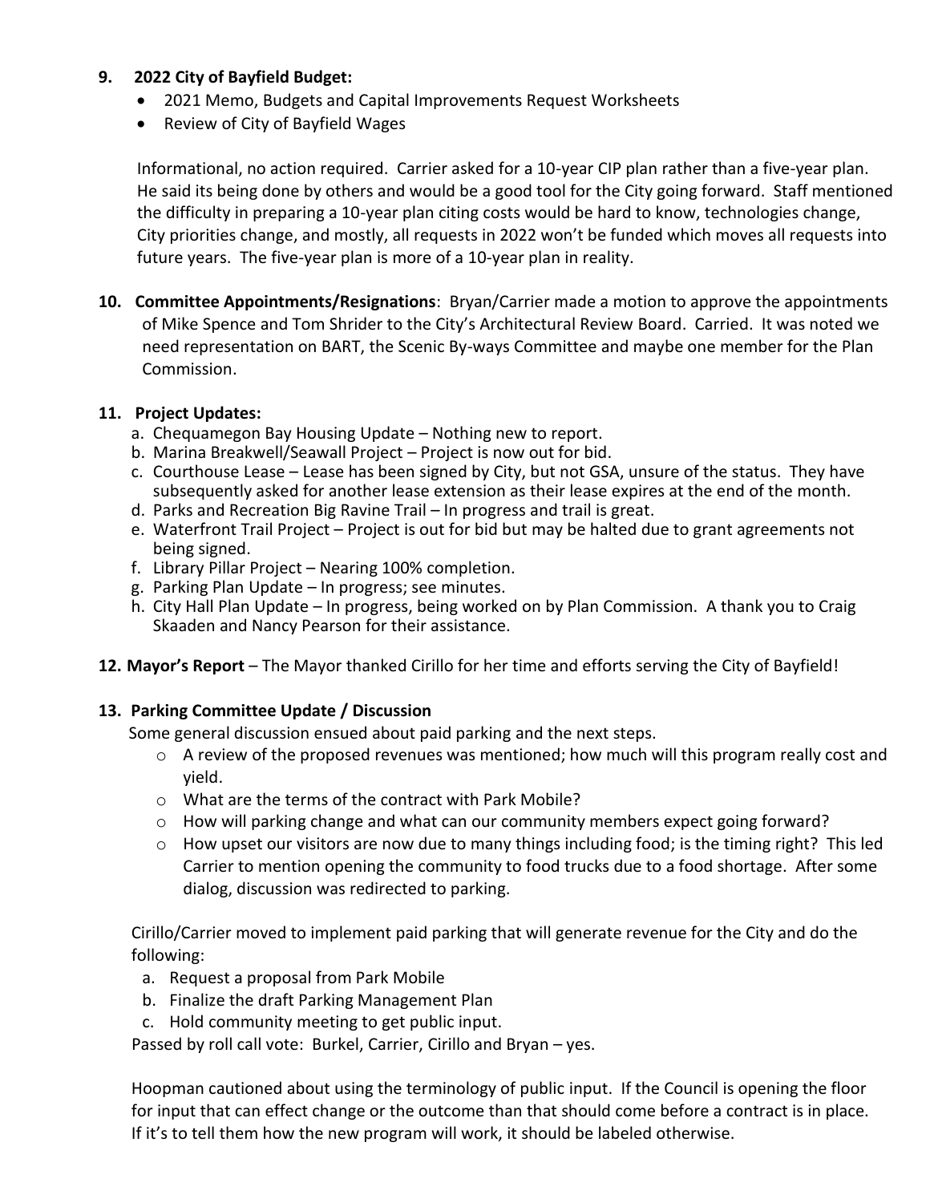9. **2022 City of Bayfield Budget:**
   - 2021 Memo, Budgets and Capital Improvements Request Worksheets
   - Review of City of Bayfield Wages

   Informational, no action required. Carrier asked for a 10-year CIP plan rather than a five-year plan. He said its being done by others and would be a good tool for the City going forward. Staff mentioned the difficulty in preparing a 10-year plan citing costs would be hard to know, technologies change, City priorities change, and mostly, all requests in 2022 won't be funded which moves all requests into future years. The five-year plan is more of a 10-year plan in reality.

10. **Committee Appointments/Resignations**: Bryan/Carrier made a motion to approve the appointments of Mike Spence and Tom Shrider to the City's Architectural Review Board. Carried. It was noted we need representation on BART, the Scenic By-ways Committee and maybe one member for the Plan Commission.

11. **Project Updates:**
    a. Chequamegon Bay Housing Update – Nothing new to report.
    b. Marina Breakwell/Seawall Project – Project is now out for bid.
    c. Courthouse Lease – Lease has been signed by City, but not GSA, unsure of the status. They have subsequently asked for another lease extension as their lease expires at the end of the month.
    d. Parks and Recreation Big Ravine Trail – In progress and trail is great.
    e. Waterfront Trail Project – Project is out for bid but may be halted due to grant agreements not being signed.
    f. Library Pillar Project – Nearing 100% completion.
    g. Parking Plan Update – In progress; see minutes.
    h. City Hall Plan Update – In progress, being worked on by Plan Commission. A thank you to Craig Skaaden and Nancy Pearson for their assistance.

12. **Mayor's Report** – The Mayor thanked Cirillo for her time and efforts serving the City of Bayfield!

13. **Parking Committee Update / Discussion**

    Some general discussion ensued about paid parking and the next steps.
    - A review of the proposed revenues was mentioned; how much will this program really cost and yield.
    - What are the terms of the contract with Park Mobile?
    - How will parking change and what can our community members expect going forward?
    - How upset our visitors are now due to many things including food; is the timing right? This led Carrier to mention opening the community to food trucks due to a food shortage. After some dialog, discussion was redirected to parking.

    Cirillo/Carrier moved to implement paid parking that will generate revenue for the City and do the following:
    a. Request a proposal from Park Mobile
    b. Finalize the draft Parking Management Plan
    c. Hold community meeting to get public input.

    Passed by roll call vote: Burkel, Carrier, Cirillo and Bryan – yes.

    Hoopman cautioned about using the terminology of public input. If the Council is opening the floor for input that can effect change or the outcome than that should come before a contract is in place. If it's to tell them how the new program will work, it should be labeled otherwise.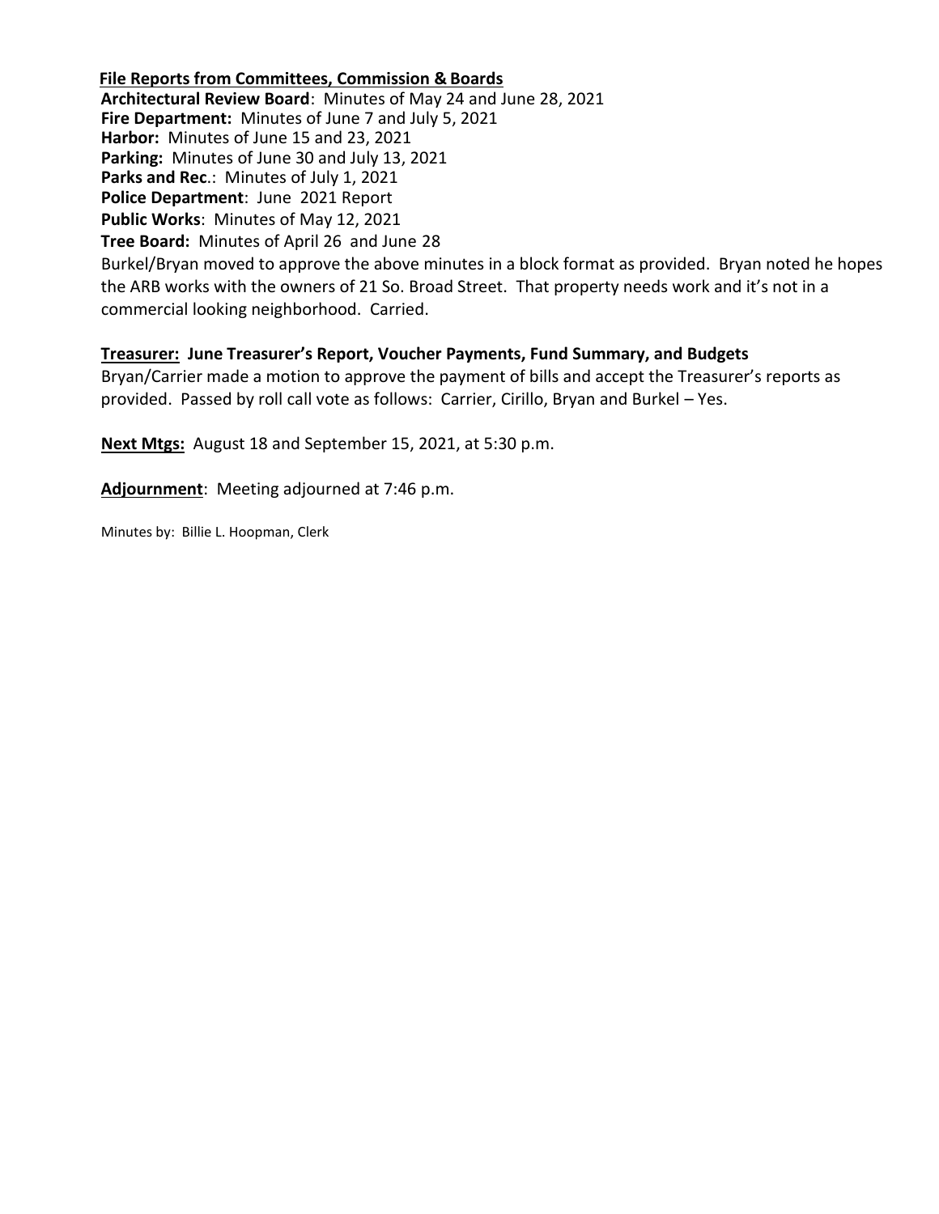**File Reports from Committees, Commission & Boards**

**Architectural Review Board**: Minutes of May 24 and June 28, 2021
**Fire Department:** Minutes of June 7 and July 5, 2021
**Harbor:** Minutes of June 15 and 23, 2021
**Parking:** Minutes of June 30 and July 13, 2021
**Parks and Rec.**: Minutes of July 1, 2021
**Police Department**: June 2021 Report
**Public Works**: Minutes of May 12, 2021
**Tree Board:** Minutes of April 26 and June 28

Burkel/Bryan moved to approve the above minutes in a block format as provided. Bryan noted he hopes the ARB works with the owners of 21 So. Broad Street. That property needs work and it's not in a commercial looking neighborhood. Carried.

**Treasurer: June Treasurer's Report, Voucher Payments, Fund Summary, and Budgets**

Bryan/Carrier made a motion to approve the payment of bills and accept the Treasurer's reports as provided. Passed by roll call vote as follows: Carrier, Cirillo, Bryan and Burkel – Yes.

**Next Mtgs:** August 18 and September 15, 2021, at 5:30 p.m.

**Adjournment**: Meeting adjourned at 7:46 p.m.

Minutes by: Billie L. Hoopman, Clerk